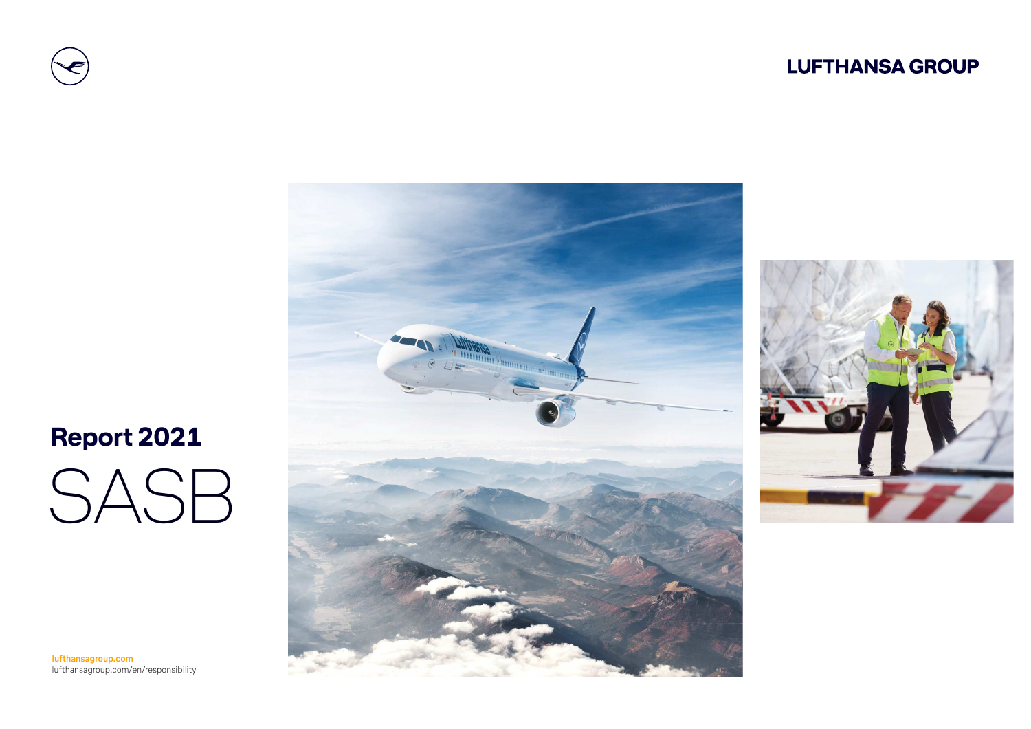LUFTHANSA GROUP

# Report 2021

# SASB

**lufthansagroup.com**
lufthansagroup.com/en/responsibility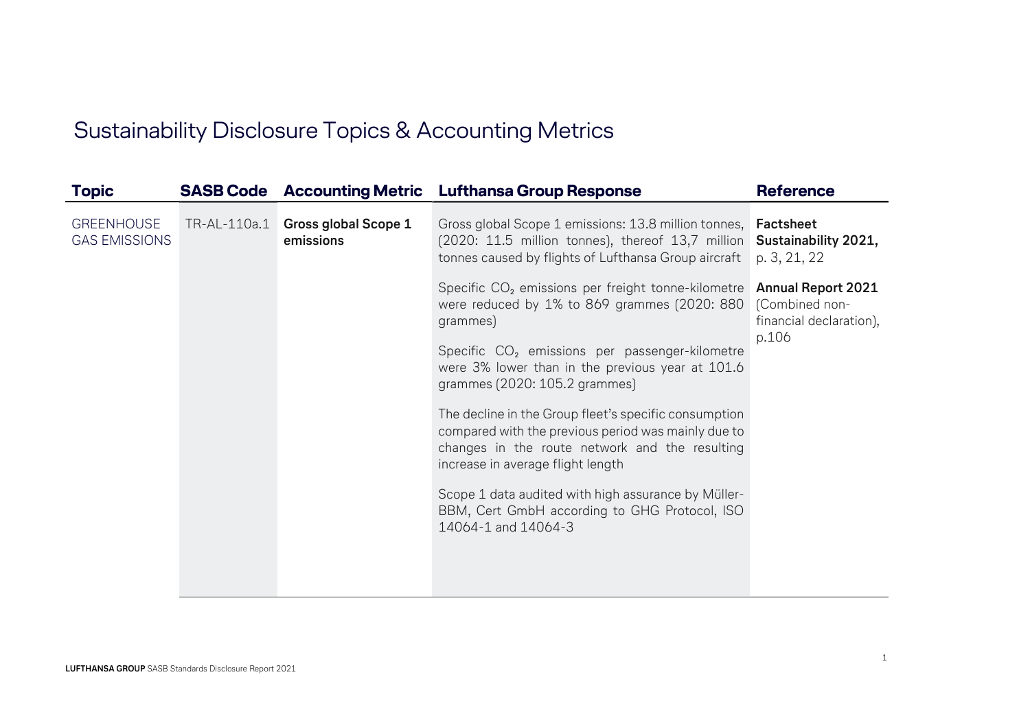# Sustainability Disclosure Topics & Accounting Metrics

| Topic | SASB Code | Accounting Metric | Lufthansa Group Response | Reference |
|---|---|---|---|---|
| GREENHOUSE GAS EMISSIONS | TR-AL-110a.1 | **Gross global Scope 1 emissions** | Gross global Scope 1 emissions: 13.8 million tonnes, (2020: 11.5 million tonnes), thereof 13,7 million tonnes caused by flights of Lufthansa Group aircraft<br><br>Specific $CO_2$ emissions per freight tonne-kilometre were reduced by 1% to 869 grammes (2020: 880 grammes)<br><br>Specific $CO_2$ emissions per passenger-kilometre were 3% lower than in the previous year at 101.6 grammes (2020: 105.2 grammes)<br><br>The decline in the Group fleet's specific consumption compared with the previous period was mainly due to changes in the route network and the resulting increase in average flight length<br><br>Scope 1 data audited with high assurance by Müller-BBM, Cert GmbH according to GHG Protocol, ISO 14064-1 and 14064-3 | **Factsheet Sustainability 2021,** p. 3, 21, 22<br><br>**Annual Report 2021** (Combined non-financial declaration), p.106 |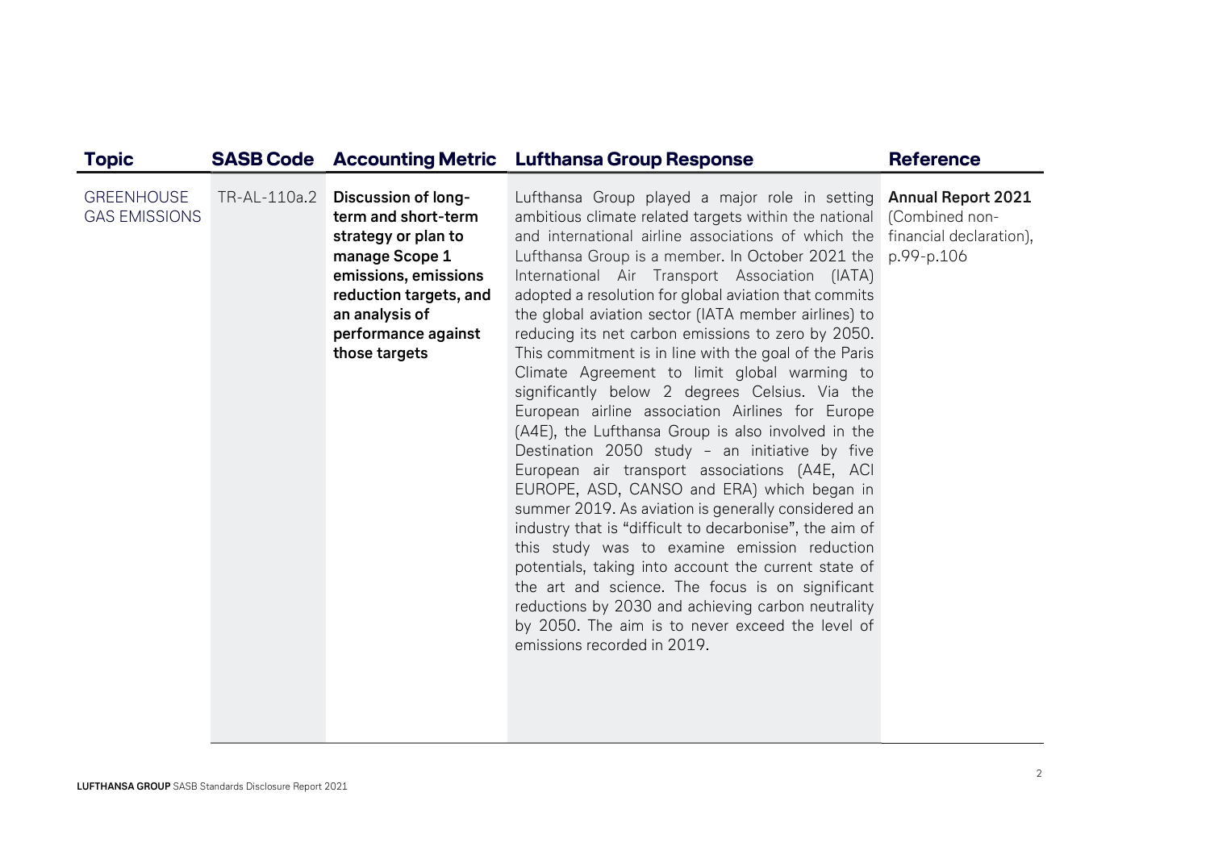| Topic | SASB Code | Accounting Metric | Lufthansa Group Response | Reference |
|---|---|---|---|---|
| GREENHOUSE GAS EMISSIONS | TR-AL-110a.2 | **Discussion of long-term and short-term strategy or plan to manage Scope 1 emissions, emissions reduction targets, and an analysis of performance against those targets** | Lufthansa Group played a major role in setting ambitious climate related targets within the national and international airline associations of which the Lufthansa Group is a member. In October 2021 the International Air Transport Association (IATA) adopted a resolution for global aviation that commits the global aviation sector (IATA member airlines) to reducing its net carbon emissions to zero by 2050. This commitment is in line with the goal of the Paris Climate Agreement to limit global warming to significantly below 2 degrees Celsius. Via the European airline association Airlines for Europe (A4E), the Lufthansa Group is also involved in the Destination 2050 study – an initiative by five European air transport associations (A4E, ACI EUROPE, ASD, CANSO and ERA) which began in summer 2019. As aviation is generally considered an industry that is "difficult to decarbonise", the aim of this study was to examine emission reduction potentials, taking into account the current state of the art and science. The focus is on significant reductions by 2030 and achieving carbon neutrality by 2050. The aim is to never exceed the level of emissions recorded in 2019. | **Annual Report 2021** (Combined non-financial declaration), p.99-p.106 |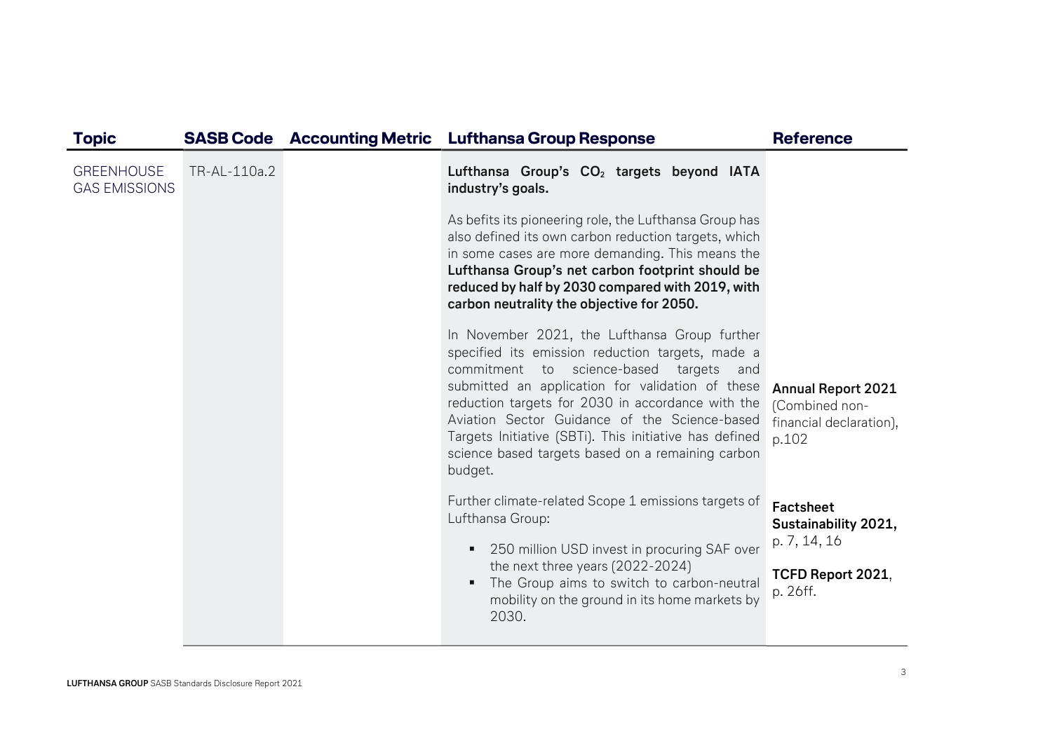| Topic | SASB Code | Accounting Metric | Lufthansa Group Response | Reference |
|---|---|---|---|---|
| GREENHOUSE GAS EMISSIONS | TR-AL-110a.2 | | **Lufthansa Group's $CO_2$ targets beyond IATA industry's goals.**<br><br>As befits its pioneering role, the Lufthansa Group has also defined its own carbon reduction targets, which in some cases are more demanding. This means the **Lufthansa Group's net carbon footprint should be reduced by half by 2030 compared with 2019, with carbon neutrality the objective for 2050.**<br><br>In November 2021, the Lufthansa Group further specified its emission reduction targets, made a commitment to science-based targets and submitted an application for validation of these reduction targets for 2030 in accordance with the Aviation Sector Guidance of the Science-based Targets Initiative (SBTi). This initiative has defined science based targets based on a remaining carbon budget.<br><br>Further climate-related Scope 1 emissions targets of Lufthansa Group:<br>▪ 250 million USD invest in procuring SAF over the next three years (2022-2024)<br>▪ The Group aims to switch to carbon-neutral mobility on the ground in its home markets by 2030. | **Annual Report 2021** (Combined non-financial declaration), p.102<br><br>**Factsheet Sustainability 2021,** p. 7, 14, 16<br><br>**TCFD Report 2021**, p. 26ff. |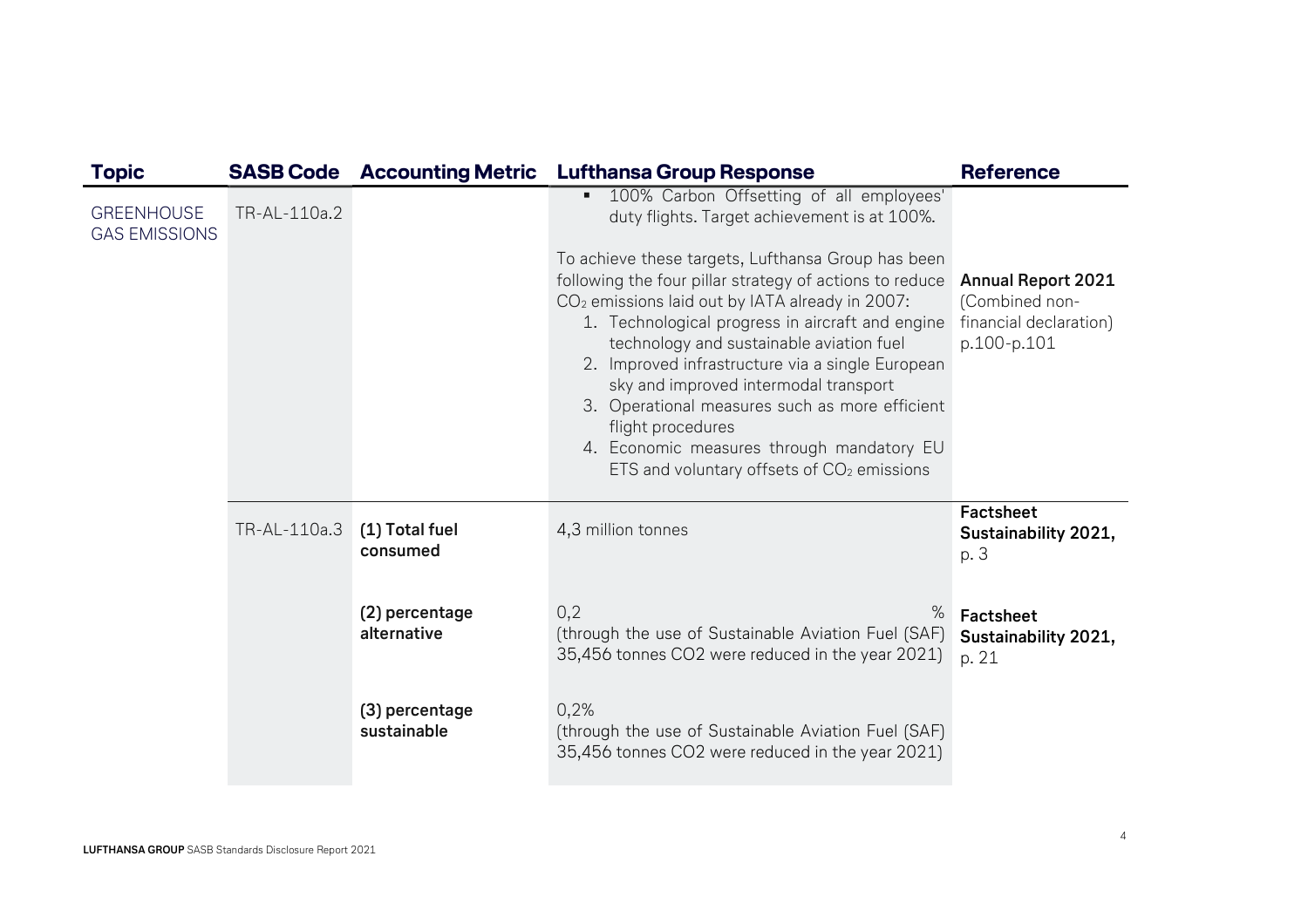| Topic | SASB Code | Accounting Metric | Lufthansa Group Response | Reference |
|---|---|---|---|---|
| GREENHOUSE GAS EMISSIONS | TR-AL-110a.2 | | ▪ 100% Carbon Offsetting of all employees' duty flights. Target achievement is at 100%.<br><br>To achieve these targets, Lufthansa Group has been following the four pillar strategy of actions to reduce $CO_2$ emissions laid out by IATA already in 2007:<br>1. Technological progress in aircraft and engine technology and sustainable aviation fuel<br>2. Improved infrastructure via a single European sky and improved intermodal transport<br>3. Operational measures such as more efficient flight procedures<br>4. Economic measures through mandatory EU ETS and voluntary offsets of $CO_2$ emissions | **Annual Report 2021** (Combined non-financial declaration) p.100-p.101 |
| | TR-AL-110a.3 | **(1) Total fuel consumed** | 4,3 million tonnes | **Factsheet Sustainability 2021,** p. 3 |
| | | **(2) percentage alternative** | 0,2 %<br>(through the use of Sustainable Aviation Fuel (SAF) 35,456 tonnes CO2 were reduced in the year 2021) | **Factsheet Sustainability 2021,** p. 21 |
| | | **(3) percentage sustainable** | 0,2%<br>(through the use of Sustainable Aviation Fuel (SAF) 35,456 tonnes CO2 were reduced in the year 2021) | |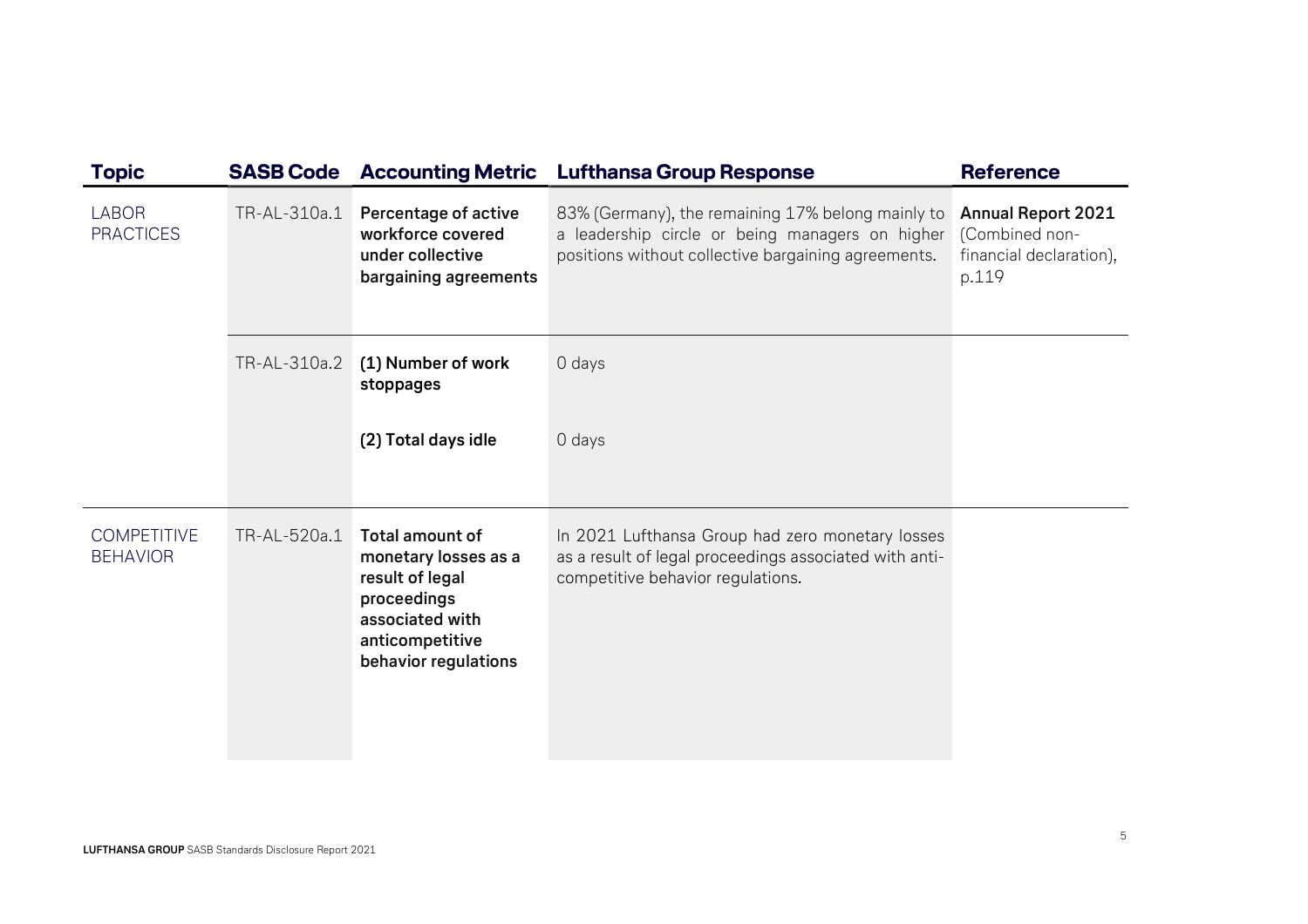| Topic | SASB Code | Accounting Metric | Lufthansa Group Response | Reference |
|---|---|---|---|---|
| LABOR PRACTICES | TR-AL-310a.1 | **Percentage of active workforce covered under collective bargaining agreements** | 83% (Germany), the remaining 17% belong mainly to a leadership circle or being managers on higher positions without collective bargaining agreements. | **Annual Report 2021** (Combined non-financial declaration), p.119 |
| | TR-AL-310a.2 | **(1) Number of work stoppages** | 0 days | |
| | | **(2) Total days idle** | 0 days | |
| COMPETITIVE BEHAVIOR | TR-AL-520a.1 | **Total amount of monetary losses as a result of legal proceedings associated with anticompetitive behavior regulations** | In 2021 Lufthansa Group had zero monetary losses as a result of legal proceedings associated with anti-competitive behavior regulations. | |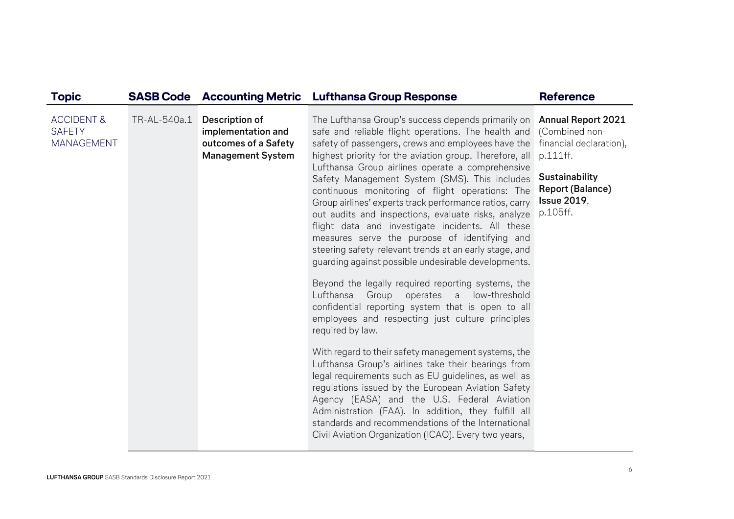| Topic | SASB Code | Accounting Metric | Lufthansa Group Response | Reference |
|---|---|---|---|---|
| ACCIDENT & SAFETY MANAGEMENT | TR-AL-540a.1 | **Description of implementation and outcomes of a Safety Management System** | The Lufthansa Group's success depends primarily on safe and reliable flight operations. The health and safety of passengers, crews and employees have the highest priority for the aviation group. Therefore, all Lufthansa Group airlines operate a comprehensive Safety Management System (SMS). This includes continuous monitoring of flight operations: The Group airlines' experts track performance ratios, carry out audits and inspections, evaluate risks, analyze flight data and investigate incidents. All these measures serve the purpose of identifying and steering safety-relevant trends at an early stage, and guarding against possible undesirable developments.<br><br>Beyond the legally required reporting systems, the Lufthansa Group operates a low-threshold confidential reporting system that is open to all employees and respecting just culture principles required by law.<br><br>With regard to their safety management systems, the Lufthansa Group's airlines take their bearings from legal requirements such as EU guidelines, as well as regulations issued by the European Aviation Safety Agency (EASA) and the U.S. Federal Aviation Administration (FAA). In addition, they fulfill all standards and recommendations of the International Civil Aviation Organization (ICAO). Every two years, | **Annual Report 2021** (Combined non-financial declaration), p.111ff.<br><br>**Sustainability Report (Balance) Issue 2019**, p.105ff. |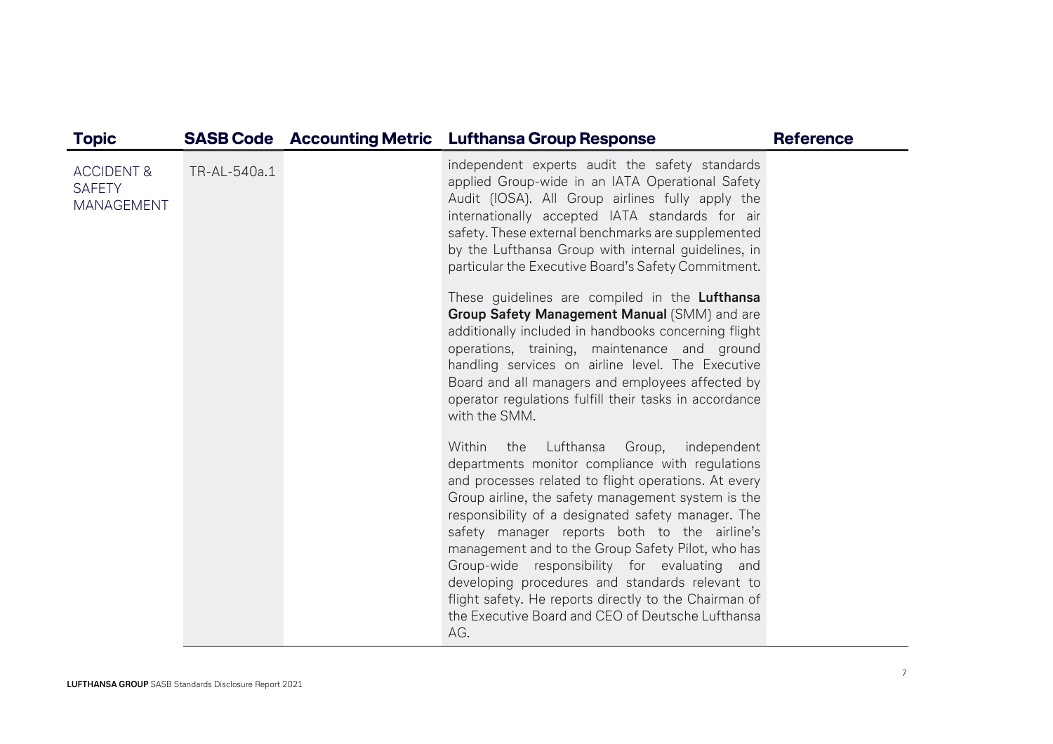| Topic | SASB Code | Accounting Metric | Lufthansa Group Response | Reference |
|---|---|---|---|---|
| ACCIDENT & SAFETY MANAGEMENT | TR-AL-540a.1 | | independent experts audit the safety standards applied Group-wide in an IATA Operational Safety Audit (IOSA). All Group airlines fully apply the internationally accepted IATA standards for air safety. These external benchmarks are supplemented by the Lufthansa Group with internal guidelines, in particular the Executive Board's Safety Commitment.<br><br>These guidelines are compiled in the **Lufthansa Group Safety Management Manual** (SMM) and are additionally included in handbooks concerning flight operations, training, maintenance and ground handling services on airline level. The Executive Board and all managers and employees affected by operator regulations fulfill their tasks in accordance with the SMM.<br><br>Within the Lufthansa Group, independent departments monitor compliance with regulations and processes related to flight operations. At every Group airline, the safety management system is the responsibility of a designated safety manager. The safety manager reports both to the airline's management and to the Group Safety Pilot, who has Group-wide responsibility for evaluating and developing procedures and standards relevant to flight safety. He reports directly to the Chairman of the Executive Board and CEO of Deutsche Lufthansa AG. | |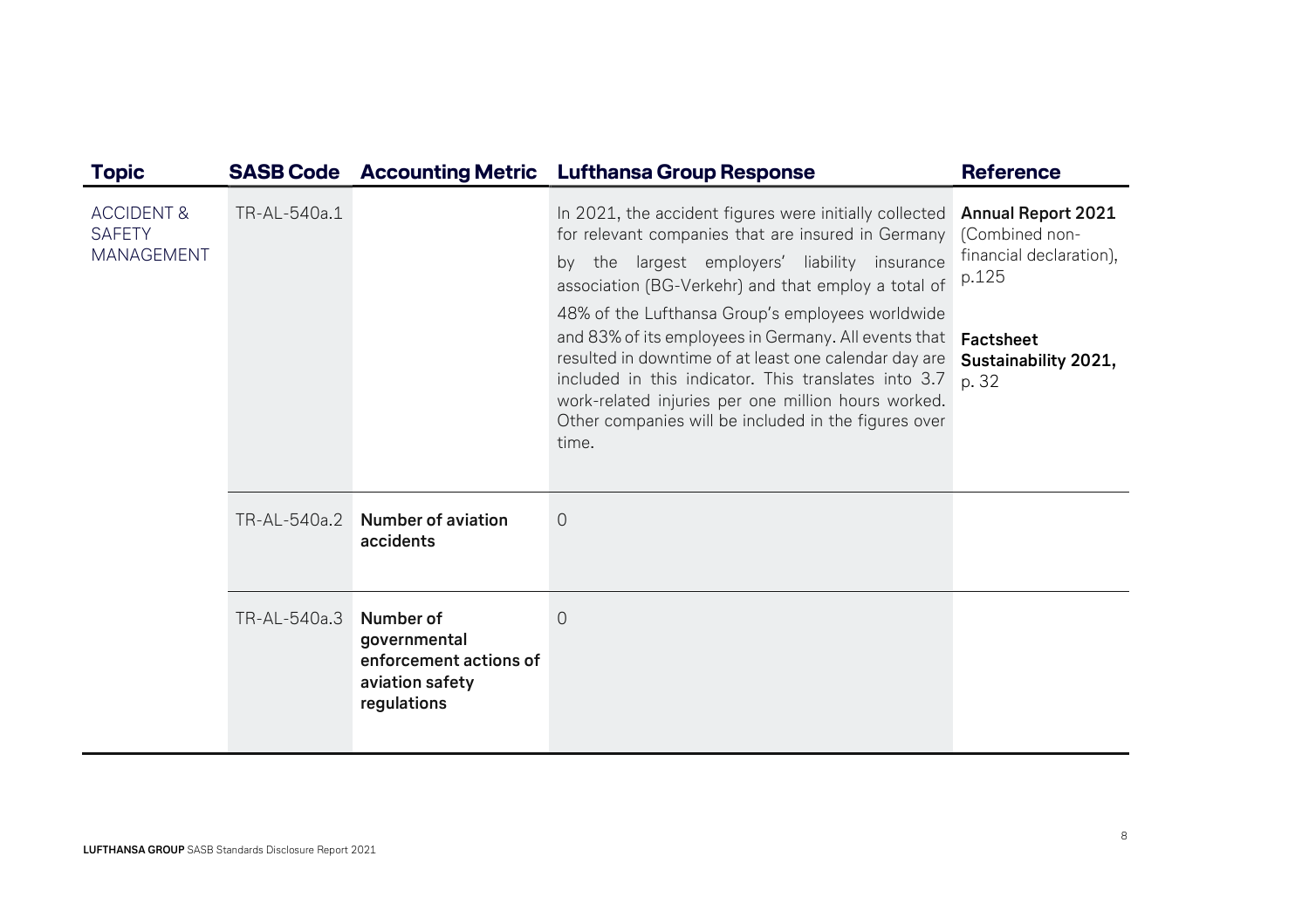| Topic | SASB Code | Accounting Metric | Lufthansa Group Response | Reference |
| --- | --- | --- | --- | --- |
| ACCIDENT & SAFETY MANAGEMENT | TR-AL-540a.1 | | In 2021, the accident figures were initially collected for relevant companies that are insured in Germany by the largest employers' liability insurance association (BG-Verkehr) and that employ a total of 48% of the Lufthansa Group's employees worldwide and 83% of its employees in Germany. All events that resulted in downtime of at least one calendar day are included in this indicator. This translates into 3.7 work-related injuries per one million hours worked. Other companies will be included in the figures over time. | **Annual Report 2021** (Combined non-financial declaration), p.125<br><br>**Factsheet Sustainability 2021,** p. 32 |
| | TR-AL-540a.2 | **Number of aviation accidents** | 0 | |
| | TR-AL-540a.3 | **Number of governmental enforcement actions of aviation safety regulations** | 0 | |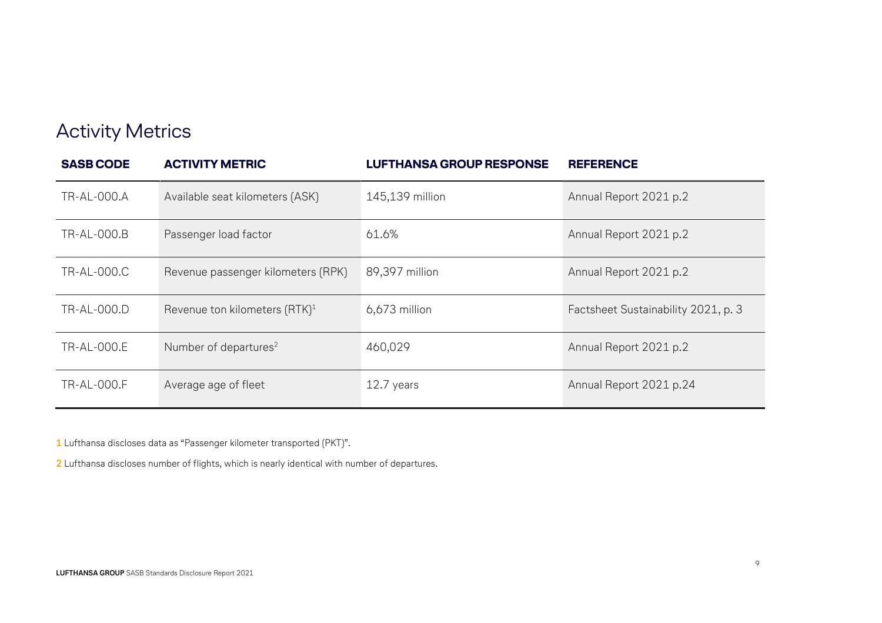## Activity Metrics

| SASB CODE | ACTIVITY METRIC | LUFTHANSA GROUP RESPONSE | REFERENCE |
|---|---|---|---|
| TR-AL-000.A | Available seat kilometers (ASK) | 145,139 million | Annual Report 2021 p.2 |
| TR-AL-000.B | Passenger load factor | 61.6% | Annual Report 2021 p.2 |
| TR-AL-000.C | Revenue passenger kilometers (RPK) | 89,397 million | Annual Report 2021 p.2 |
| TR-AL-000.D | Revenue ton kilometers (RTK)[1] | 6,673 million | Factsheet Sustainability 2021, p. 3 |
| TR-AL-000.E | Number of departures[2] | 460,029 | Annual Report 2021 p.2 |
| TR-AL-000.F | Average age of fleet | 12.7 years | Annual Report 2021 p.24 |

**1** Lufthansa discloses data as "Passenger kilometer transported (PKT)".

**2** Lufthansa discloses number of flights, which is nearly identical with number of departures.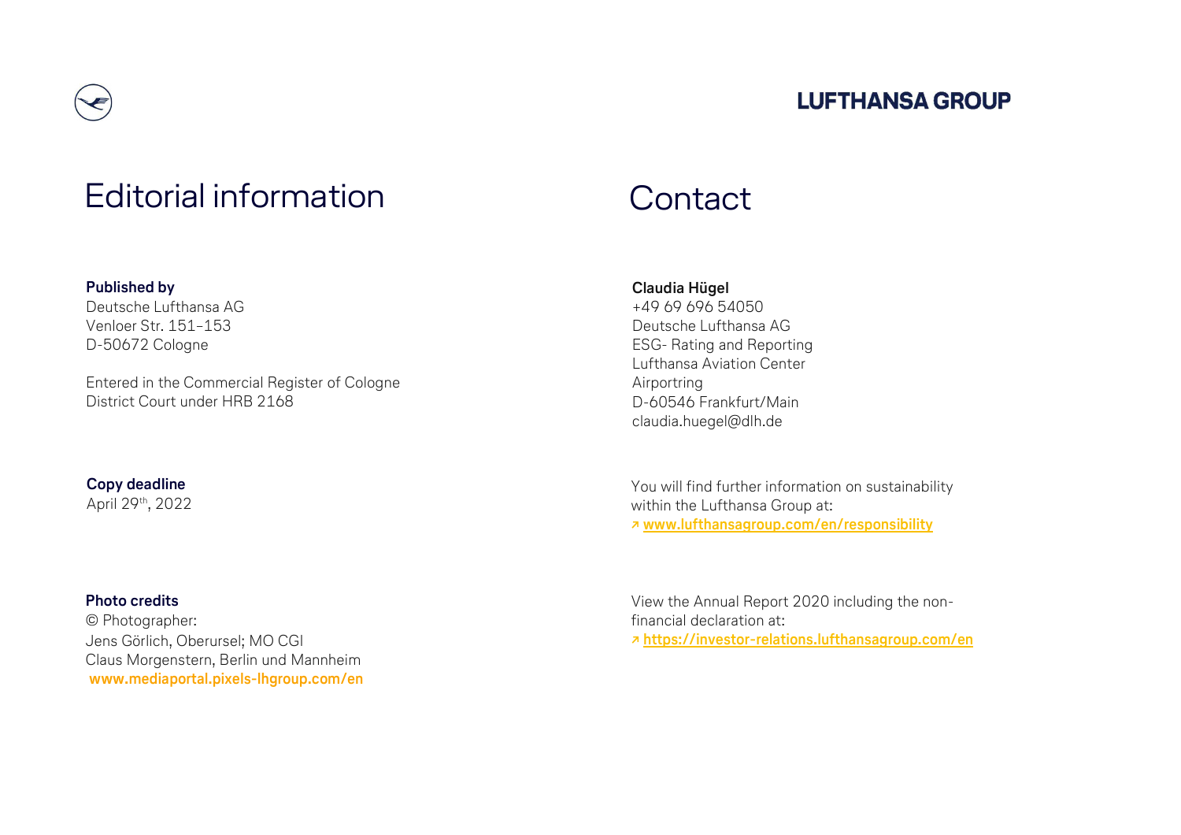LUFTHANSA GROUP

# Editorial information

**Published by**
Deutsche Lufthansa AG
Venloer Str. 151–153
D-50672 Cologne

Entered in the Commercial Register of Cologne
District Court under HRB 2168

**Copy deadline**
April 29th, 2022

**Photo credits**
© Photographer:
Jens Görlich, Oberursel; MO CGI
Claus Morgenstern, Berlin und Mannheim
**www.mediaportal.pixels-lhgroup.com/en**

# Contact

**Claudia Hügel**
+49 69 696 54050
Deutsche Lufthansa AG
ESG- Rating and Reporting
Lufthansa Aviation Center
Airportring
D-60546 Frankfurt/Main
claudia.huegel@dlh.de

You will find further information on sustainability within the Lufthansa Group at:
↗ **www.lufthansagroup.com/en/responsibility**

View the Annual Report 2020 including the non-financial declaration at:
↗ **https://investor-relations.lufthansagroup.com/en**